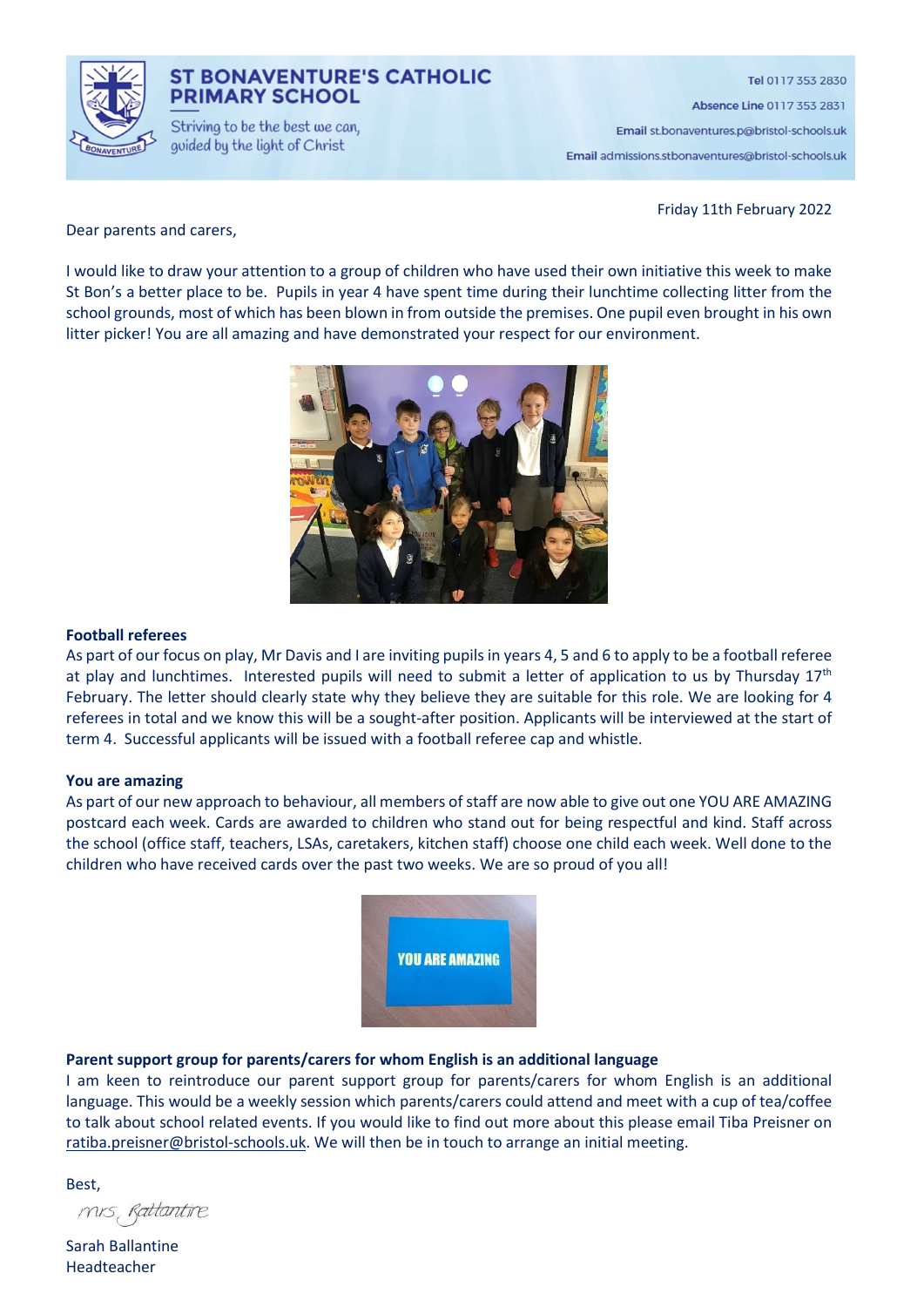**ST BONAVENTURE'S CATHOLIC PRIMARY SCHOOL**

Striving to be the best we can, guided by the light of Christ

**Tel** 0117 353 2830
**Absence Line** 0117 353 2831
**Email** st.bonaventures.p@bristol-schools.uk
**Email** admissions.stbonaventures@bristol-schools.uk

Friday 11th February 2022

Dear parents and carers,

I would like to draw your attention to a group of children who have used their own initiative this week to make St Bon's a better place to be. Pupils in year 4 have spent time during their lunchtime collecting litter from the school grounds, most of which has been blown in from outside the premises. One pupil even brought in his own litter picker! You are all amazing and have demonstrated your respect for our environment.

**Football referees**

As part of our focus on play, Mr Davis and I are inviting pupils in years 4, 5 and 6 to apply to be a football referee at play and lunchtimes. Interested pupils will need to submit a letter of application to us by Thursday 17th February. The letter should clearly state why they believe they are suitable for this role. We are looking for 4 referees in total and we know this will be a sought-after position. Applicants will be interviewed at the start of term 4. Successful applicants will be issued with a football referee cap and whistle.

**You are amazing**

As part of our new approach to behaviour, all members of staff are now able to give out one YOU ARE AMAZING postcard each week. Cards are awarded to children who stand out for being respectful and kind. Staff across the school (office staff, teachers, LSAs, caretakers, kitchen staff) choose one child each week. Well done to the children who have received cards over the past two weeks. We are so proud of you all!

**Parent support group for parents/carers for whom English is an additional language**

I am keen to reintroduce our parent support group for parents/carers for whom English is an additional language. This would be a weekly session which parents/carers could attend and meet with a cup of tea/coffee to talk about school related events. If you would like to find out more about this please email Tiba Preisner on ratiba.preisner@bristol-schools.uk. We will then be in touch to arrange an initial meeting.

Best,

Mrs Ballantine

Sarah Ballantine
Headteacher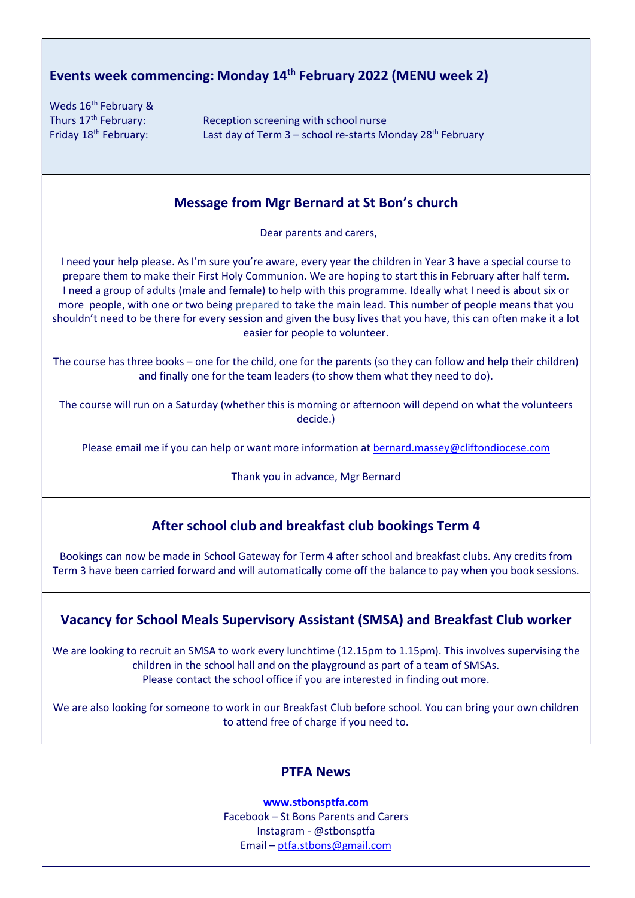## Events week commencing: Monday 14th February 2022 (MENU week 2)

| | |
|---|---|
| Weds 16th February & Thurs 17th February: | Reception screening with school nurse |
| Friday 18th February: | Last day of Term 3 – school re-starts Monday 28th February |

## Message from Mgr Bernard at St Bon's church

Dear parents and carers,

I need your help please. As I'm sure you're aware, every year the children in Year 3 have a special course to prepare them to make their First Holy Communion. We are hoping to start this in February after half term. I need a group of adults (male and female) to help with this programme. Ideally what I need is about six or more people, with one or two being prepared to take the main lead. This number of people means that you shouldn't need to be there for every session and given the busy lives that you have, this can often make it a lot easier for people to volunteer.

The course has three books – one for the child, one for the parents (so they can follow and help their children) and finally one for the team leaders (to show them what they need to do).

The course will run on a Saturday (whether this is morning or afternoon will depend on what the volunteers decide.)

Please email me if you can help or want more information at bernard.massey@cliftondiocese.com

Thank you in advance, Mgr Bernard

## After school club and breakfast club bookings Term 4

Bookings can now be made in School Gateway for Term 4 after school and breakfast clubs. Any credits from Term 3 have been carried forward and will automatically come off the balance to pay when you book sessions.

## Vacancy for School Meals Supervisory Assistant (SMSA) and Breakfast Club worker

We are looking to recruit an SMSA to work every lunchtime (12.15pm to 1.15pm). This involves supervising the children in the school hall and on the playground as part of a team of SMSAs.
Please contact the school office if you are interested in finding out more.

We are also looking for someone to work in our Breakfast Club before school. You can bring your own children to attend free of charge if you need to.

## PTFA News

**www.stbonsptfa.com**
Facebook – St Bons Parents and Carers
Instagram - @stbonsptfa
Email – ptfa.stbons@gmail.com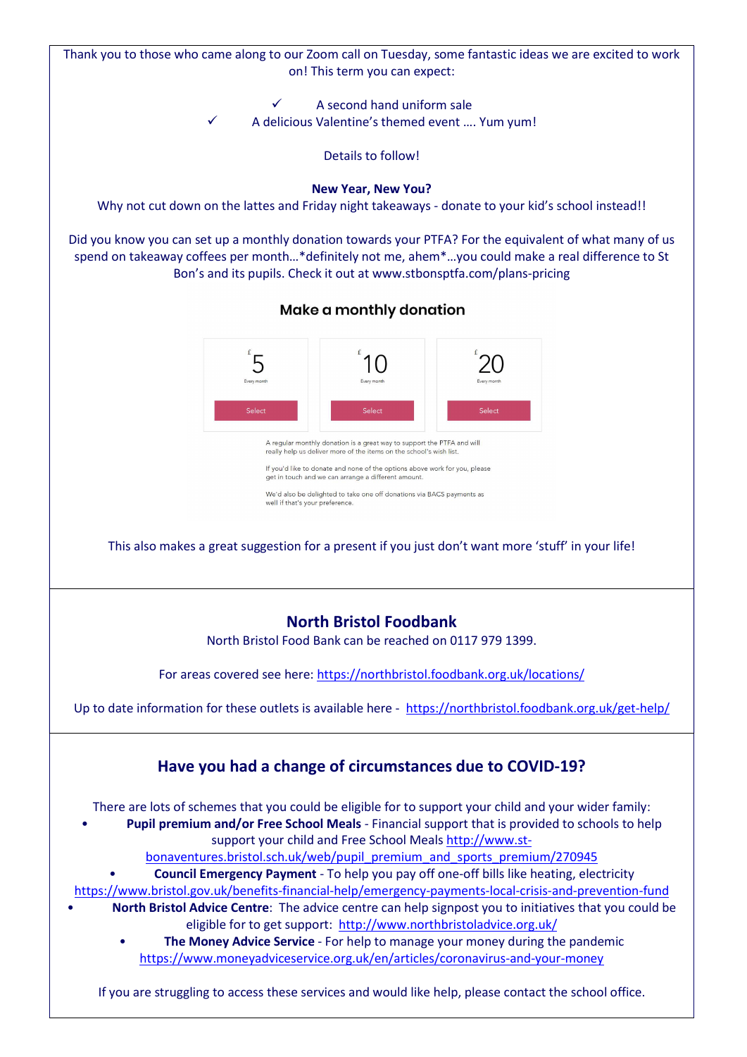Thank you to those who came along to our Zoom call on Tuesday, some fantastic ideas we are excited to work on! This term you can expect:

- ✓ A second hand uniform sale
- ✓ A delicious Valentine's themed event …. Yum yum!

Details to follow!

**New Year, New You?**

Why not cut down on the lattes and Friday night takeaways - donate to your kid's school instead!!

Did you know you can set up a monthly donation towards your PTFA? For the equivalent of what many of us spend on takeaway coffees per month…*definitely not me, ahem*…you could make a real difference to St Bon's and its pupils. Check it out at www.stbonsptfa.com/plans-pricing

**Make a monthly donation**

| £5 Every month | £10 Every month | £20 Every month |
|---|---|---|
| Select | Select | Select |

A regular monthly donation is a great way to support the PTFA and will really help us deliver more of the items on the school's wish list.

If you'd like to donate and none of the options above work for you, please get in touch and we can arrange a different amount.

We'd also be delighted to take one off donations via BACS payments as well if that's your preference.

This also makes a great suggestion for a present if you just don't want more 'stuff' in your life!

## North Bristol Foodbank

North Bristol Food Bank can be reached on 0117 979 1399.

For areas covered see here: https://northbristol.foodbank.org.uk/locations/

Up to date information for these outlets is available here - https://northbristol.foodbank.org.uk/get-help/

## Have you had a change of circumstances due to COVID-19?

There are lots of schemes that you could be eligible for to support your child and your wider family:

- **Pupil premium and/or Free School Meals** - Financial support that is provided to schools to help support your child and Free School Meals http://www.st-bonaventures.bristol.sch.uk/web/pupil_premium_and_sports_premium/270945
- **Council Emergency Payment** - To help you pay off one-off bills like heating, electricity https://www.bristol.gov.uk/benefits-financial-help/emergency-payments-local-crisis-and-prevention-fund
- **North Bristol Advice Centre**: The advice centre can help signpost you to initiatives that you could be eligible for to get support: http://www.northbristoladvice.org.uk/
- **The Money Advice Service** - For help to manage your money during the pandemic https://www.moneyadviceservice.org.uk/en/articles/coronavirus-and-your-money

If you are struggling to access these services and would like help, please contact the school office.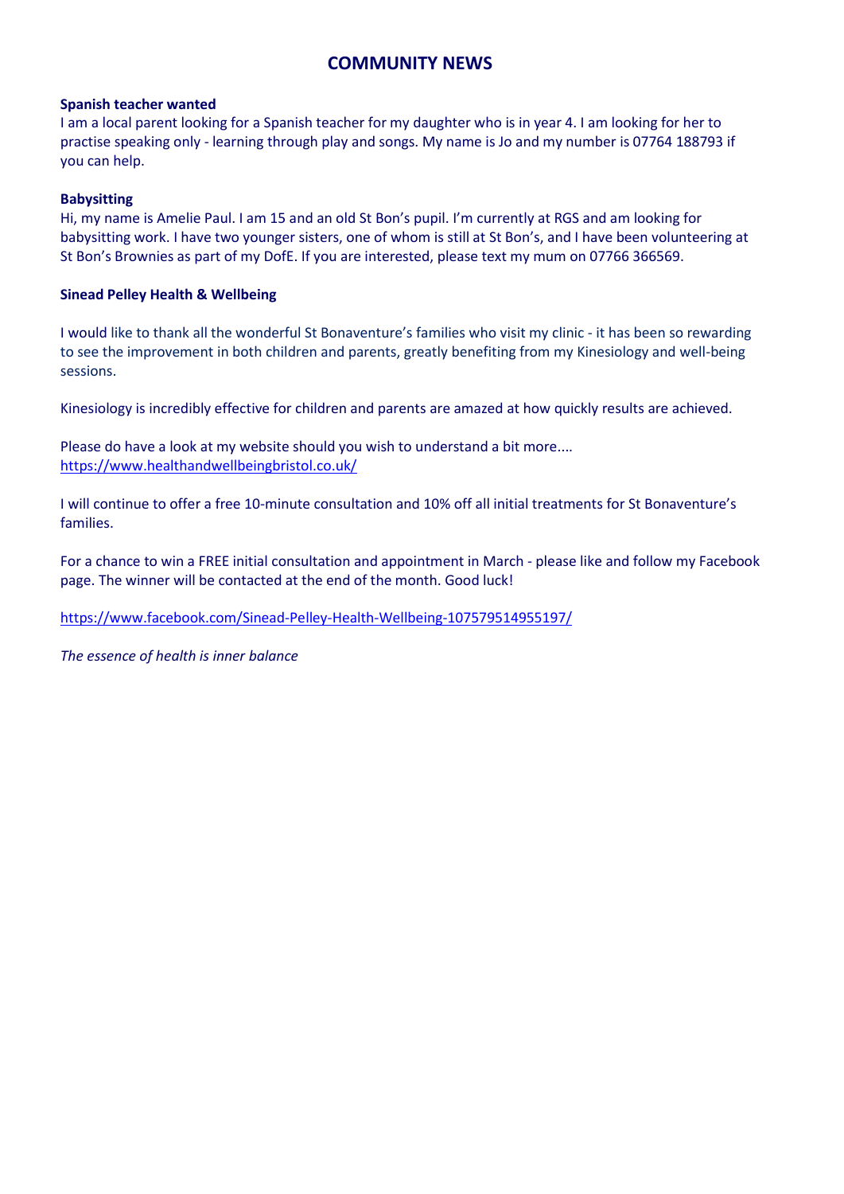# COMMUNITY NEWS

**Spanish teacher wanted**

I am a local parent looking for a Spanish teacher for my daughter who is in year 4. I am looking for her to practise speaking only - learning through play and songs. My name is Jo and my number is 07764 188793 if you can help.

**Babysitting**

Hi, my name is Amelie Paul. I am 15 and an old St Bon's pupil. I'm currently at RGS and am looking for babysitting work. I have two younger sisters, one of whom is still at St Bon's, and I have been volunteering at St Bon's Brownies as part of my DofE. If you are interested, please text my mum on 07766 366569.

**Sinead Pelley Health & Wellbeing**

I would like to thank all the wonderful St Bonaventure's families who visit my clinic - it has been so rewarding to see the improvement in both children and parents, greatly benefiting from my Kinesiology and well-being sessions.

Kinesiology is incredibly effective for children and parents are amazed at how quickly results are achieved.

Please do have a look at my website should you wish to understand a bit more....
https://www.healthandwellbeingbristol.co.uk/

I will continue to offer a free 10-minute consultation and 10% off all initial treatments for St Bonaventure's families.

For a chance to win a FREE initial consultation and appointment in March - please like and follow my Facebook page. The winner will be contacted at the end of the month. Good luck!

https://www.facebook.com/Sinead-Pelley-Health-Wellbeing-107579514955197/

*The essence of health is inner balance*